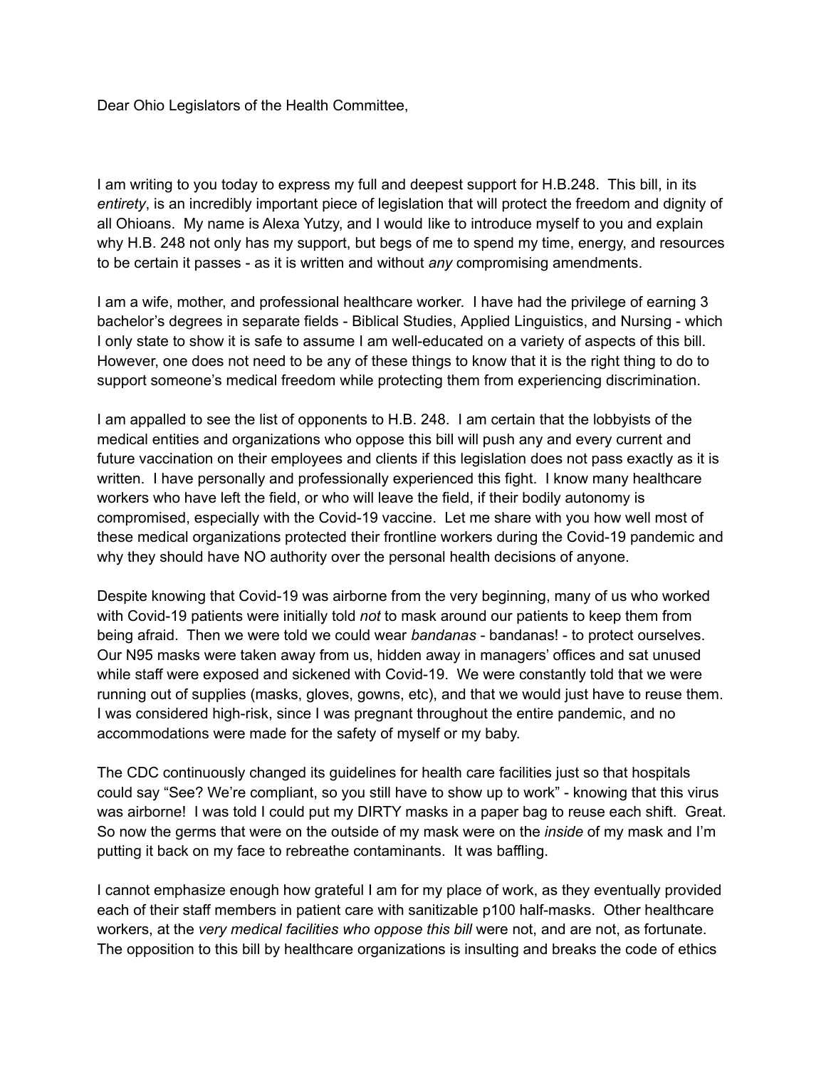Dear Ohio Legislators of the Health Committee,

I am writing to you today to express my full and deepest support for H.B.248. This bill, in its *entirety*, is an incredibly important piece of legislation that will protect the freedom and dignity of all Ohioans. My name is Alexa Yutzy, and I would like to introduce myself to you and explain why H.B. 248 not only has my support, but begs of me to spend my time, energy, and resources to be certain it passes - as it is written and without *any* compromising amendments.

I am a wife, mother, and professional healthcare worker. I have had the privilege of earning 3 bachelor's degrees in separate fields - Biblical Studies, Applied Linguistics, and Nursing - which I only state to show it is safe to assume I am well-educated on a variety of aspects of this bill. However, one does not need to be any of these things to know that it is the right thing to do to support someone's medical freedom while protecting them from experiencing discrimination.

I am appalled to see the list of opponents to H.B. 248. I am certain that the lobbyists of the medical entities and organizations who oppose this bill will push any and every current and future vaccination on their employees and clients if this legislation does not pass exactly as it is written. I have personally and professionally experienced this fight. I know many healthcare workers who have left the field, or who will leave the field, if their bodily autonomy is compromised, especially with the Covid-19 vaccine. Let me share with you how well most of these medical organizations protected their frontline workers during the Covid-19 pandemic and why they should have NO authority over the personal health decisions of anyone.

Despite knowing that Covid-19 was airborne from the very beginning, many of us who worked with Covid-19 patients were initially told *not* to mask around our patients to keep them from being afraid. Then we were told we could wear *bandanas* - bandanas! - to protect ourselves. Our N95 masks were taken away from us, hidden away in managers' offices and sat unused while staff were exposed and sickened with Covid-19. We were constantly told that we were running out of supplies (masks, gloves, gowns, etc), and that we would just have to reuse them. I was considered high-risk, since I was pregnant throughout the entire pandemic, and no accommodations were made for the safety of myself or my baby.

The CDC continuously changed its guidelines for health care facilities just so that hospitals could say "See? We're compliant, so you still have to show up to work" - knowing that this virus was airborne! I was told I could put my DIRTY masks in a paper bag to reuse each shift. Great. So now the germs that were on the outside of my mask were on the *inside* of my mask and I'm putting it back on my face to rebreathe contaminants. It was baffling.

I cannot emphasize enough how grateful I am for my place of work, as they eventually provided each of their staff members in patient care with sanitizable p100 half-masks. Other healthcare workers, at the *very medical facilities who oppose this bill* were not, and are not, as fortunate. The opposition to this bill by healthcare organizations is insulting and breaks the code of ethics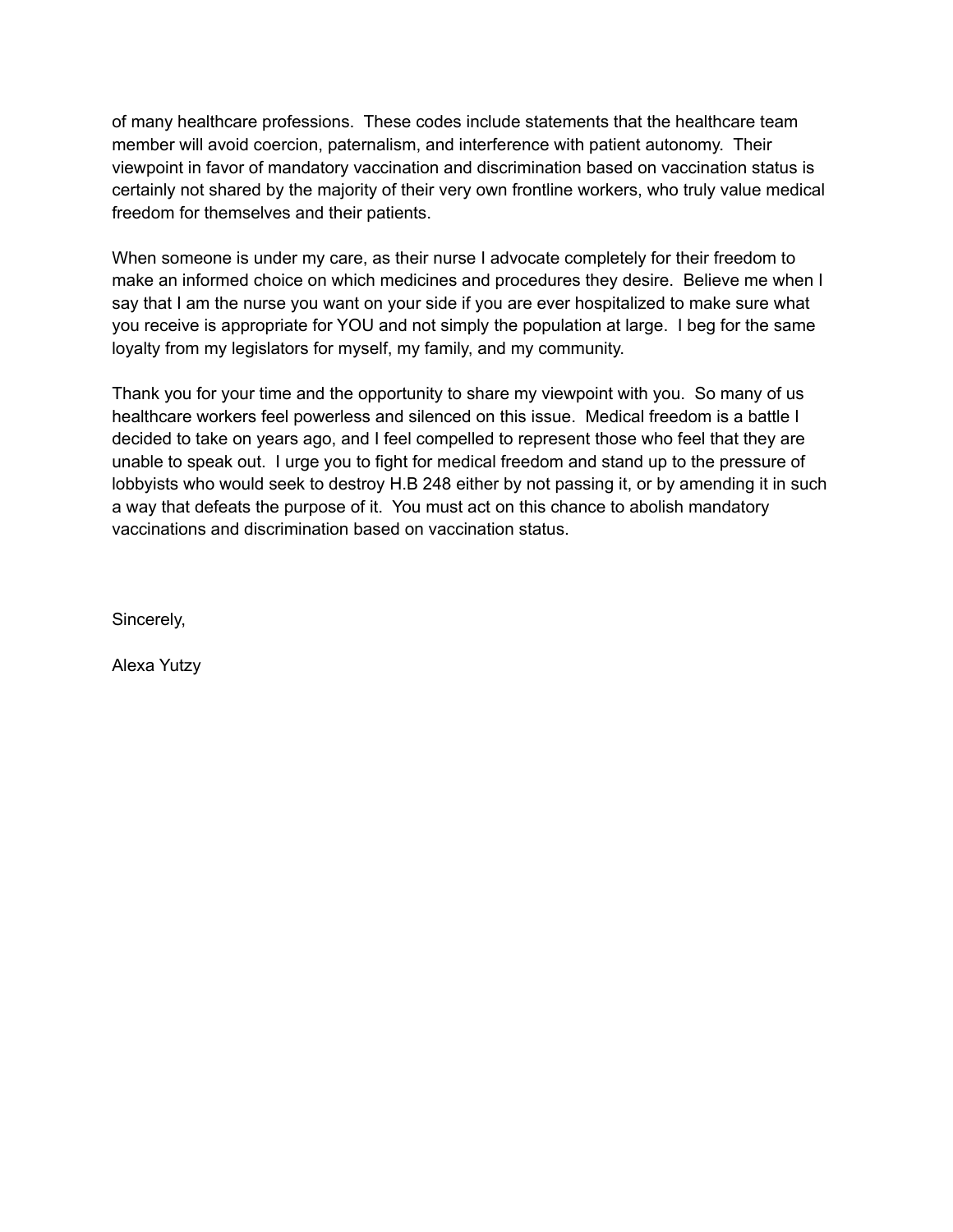of many healthcare professions. These codes include statements that the healthcare team member will avoid coercion, paternalism, and interference with patient autonomy. Their viewpoint in favor of mandatory vaccination and discrimination based on vaccination status is certainly not shared by the majority of their very own frontline workers, who truly value medical freedom for themselves and their patients.

When someone is under my care, as their nurse I advocate completely for their freedom to make an informed choice on which medicines and procedures they desire. Believe me when I say that I am the nurse you want on your side if you are ever hospitalized to make sure what you receive is appropriate for YOU and not simply the population at large. I beg for the same loyalty from my legislators for myself, my family, and my community.

Thank you for your time and the opportunity to share my viewpoint with you. So many of us healthcare workers feel powerless and silenced on this issue. Medical freedom is a battle I decided to take on years ago, and I feel compelled to represent those who feel that they are unable to speak out. I urge you to fight for medical freedom and stand up to the pressure of lobbyists who would seek to destroy H.B 248 either by not passing it, or by amending it in such a way that defeats the purpose of it. You must act on this chance to abolish mandatory vaccinations and discrimination based on vaccination status.

Sincerely,

Alexa Yutzy